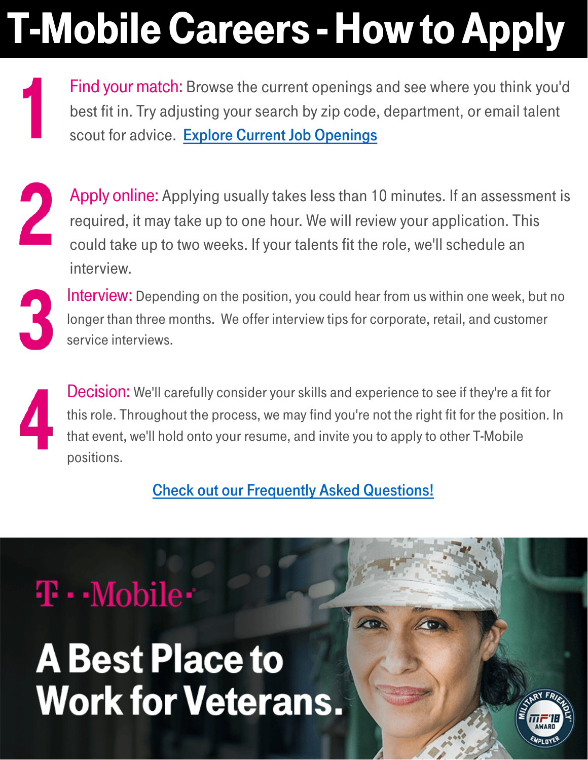# T-Mobile Careers - How to Apply

**1** Find your match: Browse the current openings and see where you think you'd best fit in. Try adjusting your search by zip code, department, or email talent scout for advice. Explore Current Job Openings

**2** Apply online: Applying usually takes less than 10 minutes. If an assessment is required, it may take up to one hour. We will review your application. This could take up to two weeks. If your talents fit the role, we'll schedule an interview.

**3** Interview: Depending on the position, you could hear from us within one week, but no longer than three months. We offer interview tips for corporate, retail, and customer service interviews.

**4** Decision: We'll carefully consider your skills and experience to see if they're a fit for this role. Throughout the process, we may find you're not the right fit for the position. In that event, we'll hold onto your resume, and invite you to apply to other T-Mobile positions.

Check out our Frequently Asked Questions!

T-Mobile

A Best Place to Work for Veterans.

Military Friendly® MF'18 Award Employer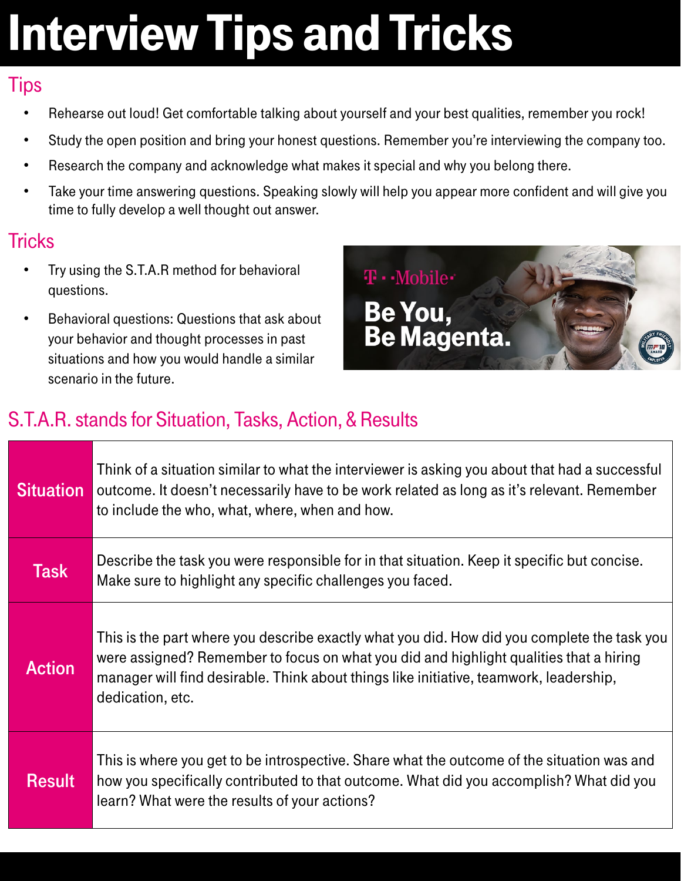# Interview Tips and Tricks

## Tips

- Rehearse out loud! Get comfortable talking about yourself and your best qualities, remember you rock!
- Study the open position and bring your honest questions. Remember you're interviewing the company too.
- Research the company and acknowledge what makes it special and why you belong there.
- Take your time answering questions. Speaking slowly will help you appear more confident and will give you time to fully develop a well thought out answer.

## Tricks

- Try using the S.T.A.R method for behavioral questions.
- Behavioral questions: Questions that ask about your behavior and thought processes in past situations and how you would handle a similar scenario in the future.

## S.T.A.R. stands for Situation, Tasks, Action, & Results

| | |
|---|---|
| **Situation** | Think of a situation similar to what the interviewer is asking you about that had a successful outcome. It doesn't necessarily have to be work related as long as it's relevant. Remember to include the who, what, where, when and how. |
| **Task** | Describe the task you were responsible for in that situation. Keep it specific but concise. Make sure to highlight any specific challenges you faced. |
| **Action** | This is the part where you describe exactly what you did. How did you complete the task you were assigned? Remember to focus on what you did and highlight qualities that a hiring manager will find desirable. Think about things like initiative, teamwork, leadership, dedication, etc. |
| **Result** | This is where you get to be introspective. Share what the outcome of the situation was and how you specifically contributed to that outcome. What did you accomplish? What did you learn? What were the results of your actions? |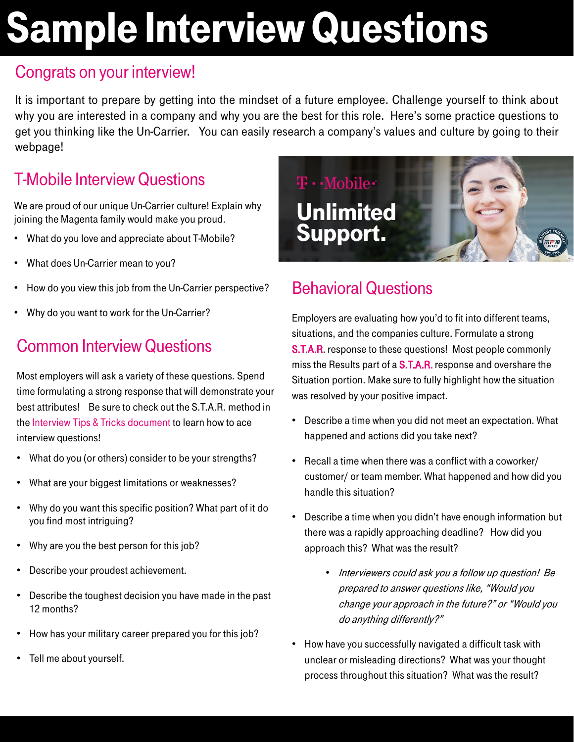# Sample Interview Questions

## Congrats on your interview!

It is important to prepare by getting into the mindset of a future employee. Challenge yourself to think about why you are interested in a company and why you are the best for this role. Here's some practice questions to get you thinking like the Un-Carrier. You can easily research a company's values and culture by going to their webpage!

## T-Mobile Interview Questions

We are proud of our unique Un-Carrier culture! Explain why joining the Magenta family would make you proud.

- What do you love and appreciate about T-Mobile?
- What does Un-Carrier mean to you?
- How do you view this job from the Un-Carrier perspective?
- Why do you want to work for the Un-Carrier?

## Common Interview Questions

Most employers will ask a variety of these questions. Spend time formulating a strong response that will demonstrate your best attributes! Be sure to check out the S.T.A.R. method in the Interview Tips & Tricks document to learn how to ace interview questions!

- What do you (or others) consider to be your strengths?
- What are your biggest limitations or weaknesses?
- Why do you want this specific position? What part of it do you find most intriguing?
- Why are you the best person for this job?
- Describe your proudest achievement.
- Describe the toughest decision you have made in the past 12 months?
- How has your military career prepared you for this job?
- Tell me about yourself.

T-Mobile

**Unlimited Support.**

## Behavioral Questions

Employers are evaluating how you'd to fit into different teams, situations, and the companies culture. Formulate a strong **S.T.A.R.** response to these questions! Most people commonly miss the Results part of a **S.T.A.R.** response and overshare the Situation portion. Make sure to fully highlight how the situation was resolved by your positive impact.

- Describe a time when you did not meet an expectation. What happened and actions did you take next?
- Recall a time when there was a conflict with a coworker/ customer/ or team member. What happened and how did you handle this situation?
- Describe a time when you didn't have enough information but there was a rapidly approaching deadline? How did you approach this? What was the result?
  - *Interviewers could ask you a follow up question! Be prepared to answer questions like, "Would you change your approach in the future?" or "Would you do anything differently?"*
- How have you successfully navigated a difficult task with unclear or misleading directions? What was your thought process throughout this situation? What was the result?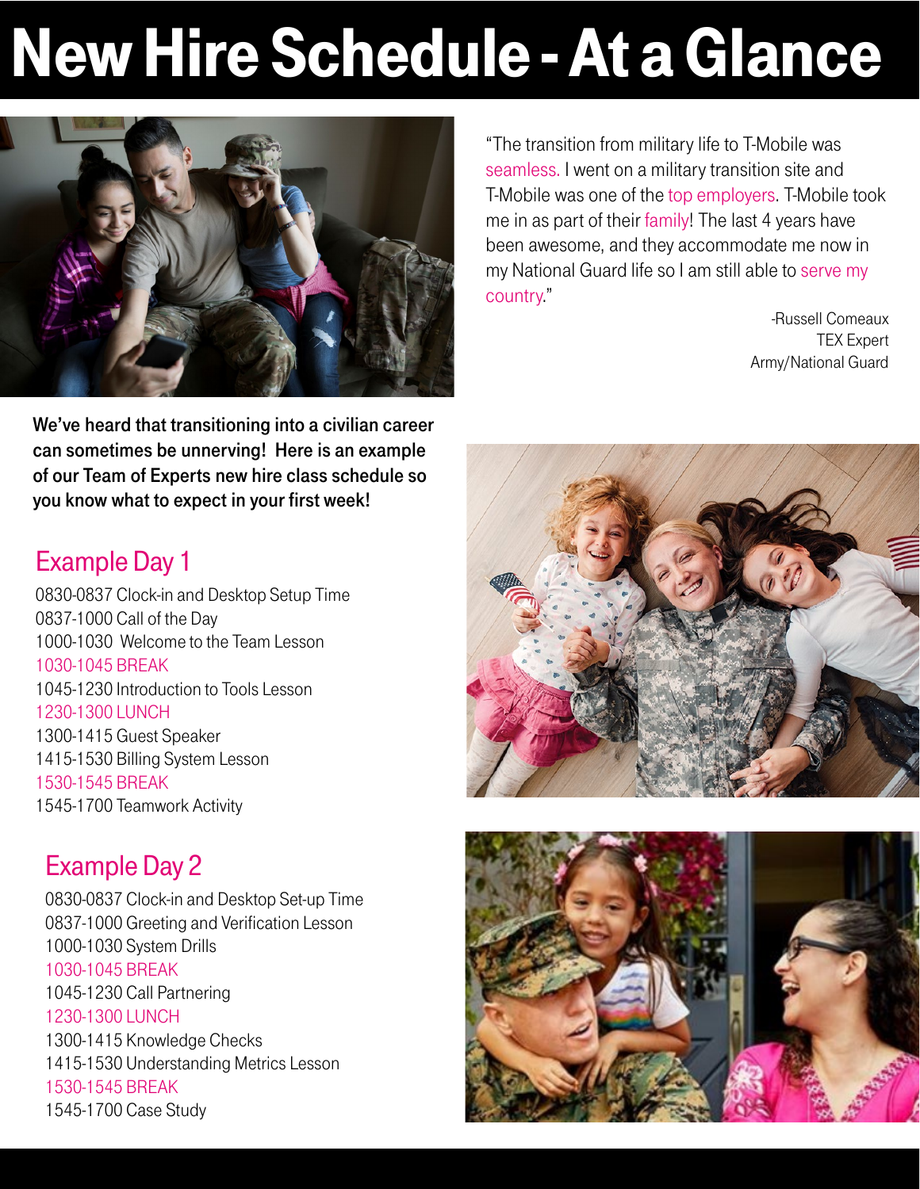# New Hire Schedule - At a Glance

"The transition from military life to T-Mobile was seamless. I went on a military transition site and T-Mobile was one of the top employers. T-Mobile took me in as part of their family! The last 4 years have been awesome, and they accommodate me now in my National Guard life so I am still able to serve my country."

-Russell Comeaux
TEX Expert
Army/National Guard

**We've heard that transitioning into a civilian career can sometimes be unnerving! Here is an example of our Team of Experts new hire class schedule so you know what to expect in your first week!**

## Example Day 1

0830-0837 Clock-in and Desktop Setup Time
0837-1000 Call of the Day
1000-1030 Welcome to the Team Lesson
1030-1045 BREAK
1045-1230 Introduction to Tools Lesson
1230-1300 LUNCH
1300-1415 Guest Speaker
1415-1530 Billing System Lesson
1530-1545 BREAK
1545-1700 Teamwork Activity

## Example Day 2

0830-0837 Clock-in and Desktop Set-up Time
0837-1000 Greeting and Verification Lesson
1000-1030 System Drills
1030-1045 BREAK
1045-1230 Call Partnering
1230-1300 LUNCH
1300-1415 Knowledge Checks
1415-1530 Understanding Metrics Lesson
1530-1545 BREAK
1545-1700 Case Study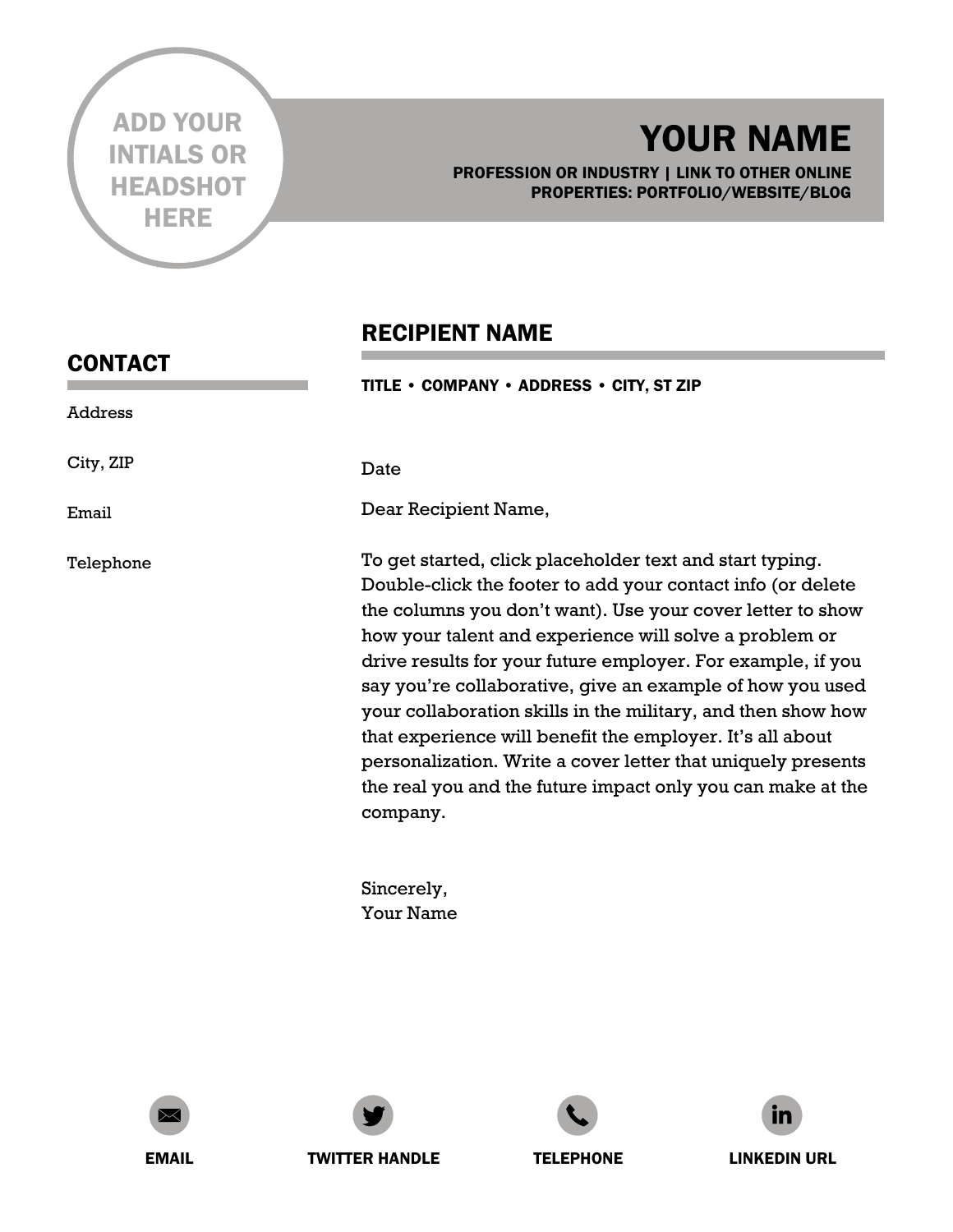ADD YOUR INTIALS OR HEADSHOT HERE

# YOUR NAME

**PROFESSION OR INDUSTRY | LINK TO OTHER ONLINE PROPERTIES: PORTFOLIO/WEBSITE/BLOG**

## CONTACT

Address

City, ZIP

Email

Telephone

## RECIPIENT NAME

**TITLE • COMPANY • ADDRESS • CITY, ST ZIP**

Date

Dear Recipient Name,

To get started, click placeholder text and start typing. Double-click the footer to add your contact info (or delete the columns you don't want). Use your cover letter to show how your talent and experience will solve a problem or drive results for your future employer. For example, if you say you're collaborative, give an example of how you used your collaboration skills in the military, and then show how that experience will benefit the employer. It's all about personalization. Write a cover letter that uniquely presents the real you and the future impact only you can make at the company.

Sincerely,
Your Name

**EMAIL** | **TWITTER HANDLE** | **TELEPHONE** | **LINKEDIN URL**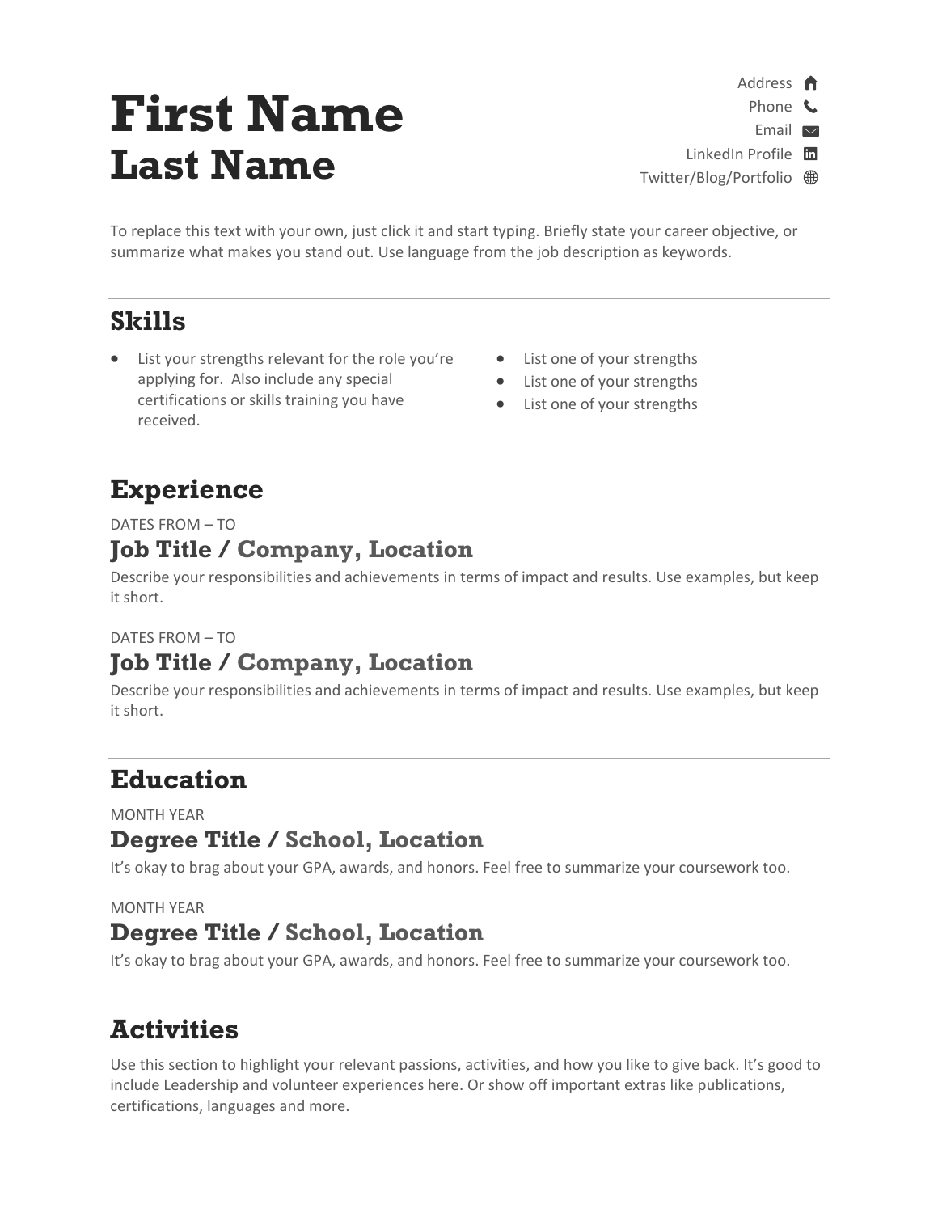# First Name
# Last Name

Address
Phone
Email
LinkedIn Profile
Twitter/Blog/Portfolio

To replace this text with your own, just click it and start typing. Briefly state your career objective, or summarize what makes you stand out. Use language from the job description as keywords.

---

## Skills

- List your strengths relevant for the role you're applying for. Also include any special certifications or skills training you have received.
- List one of your strengths
- List one of your strengths
- List one of your strengths

---

## Experience

DATES FROM – TO

### Job Title / Company, Location

Describe your responsibilities and achievements in terms of impact and results. Use examples, but keep it short.

DATES FROM – TO

### Job Title / Company, Location

Describe your responsibilities and achievements in terms of impact and results. Use examples, but keep it short.

---

## Education

MONTH YEAR

### Degree Title / School, Location

It's okay to brag about your GPA, awards, and honors. Feel free to summarize your coursework too.

MONTH YEAR

### Degree Title / School, Location

It's okay to brag about your GPA, awards, and honors. Feel free to summarize your coursework too.

---

## Activities

Use this section to highlight your relevant passions, activities, and how you like to give back. It's good to include Leadership and volunteer experiences here. Or show off important extras like publications, certifications, languages and more.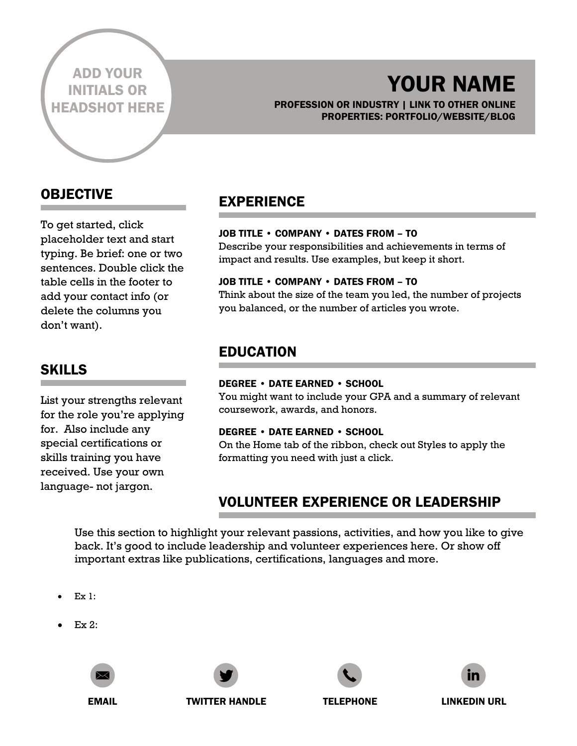ADD YOUR INITIALS OR HEADSHOT HERE

# YOUR NAME

**PROFESSION OR INDUSTRY | LINK TO OTHER ONLINE PROPERTIES: PORTFOLIO/WEBSITE/BLOG**

## OBJECTIVE

To get started, click placeholder text and start typing. Be brief: one or two sentences. Double click the table cells in the footer to add your contact info (or delete the columns you don't want).

## SKILLS

List your strengths relevant for the role you're applying for.  Also include any special certifications or skills training you have received. Use your own language- not jargon.

## EXPERIENCE

**JOB TITLE • COMPANY • DATES FROM – TO**
Describe your responsibilities and achievements in terms of impact and results. Use examples, but keep it short.

**JOB TITLE • COMPANY • DATES FROM – TO**
Think about the size of the team you led, the number of projects you balanced, or the number of articles you wrote.

## EDUCATION

**DEGREE • DATE EARNED • SCHOOL**
You might want to include your GPA and a summary of relevant coursework, awards, and honors.

**DEGREE • DATE EARNED • SCHOOL**
On the Home tab of the ribbon, check out Styles to apply the formatting you need with just a click.

## VOLUNTEER EXPERIENCE OR LEADERSHIP

Use this section to highlight your relevant passions, activities, and how you like to give back. It's good to include leadership and volunteer experiences here. Or show off important extras like publications, certifications, languages and more.

- Ex 1:
- Ex 2:

| | | | |
|---|---|---|---|
| **EMAIL** | **TWITTER HANDLE** | **TELEPHONE** | **LINKEDIN URL** |